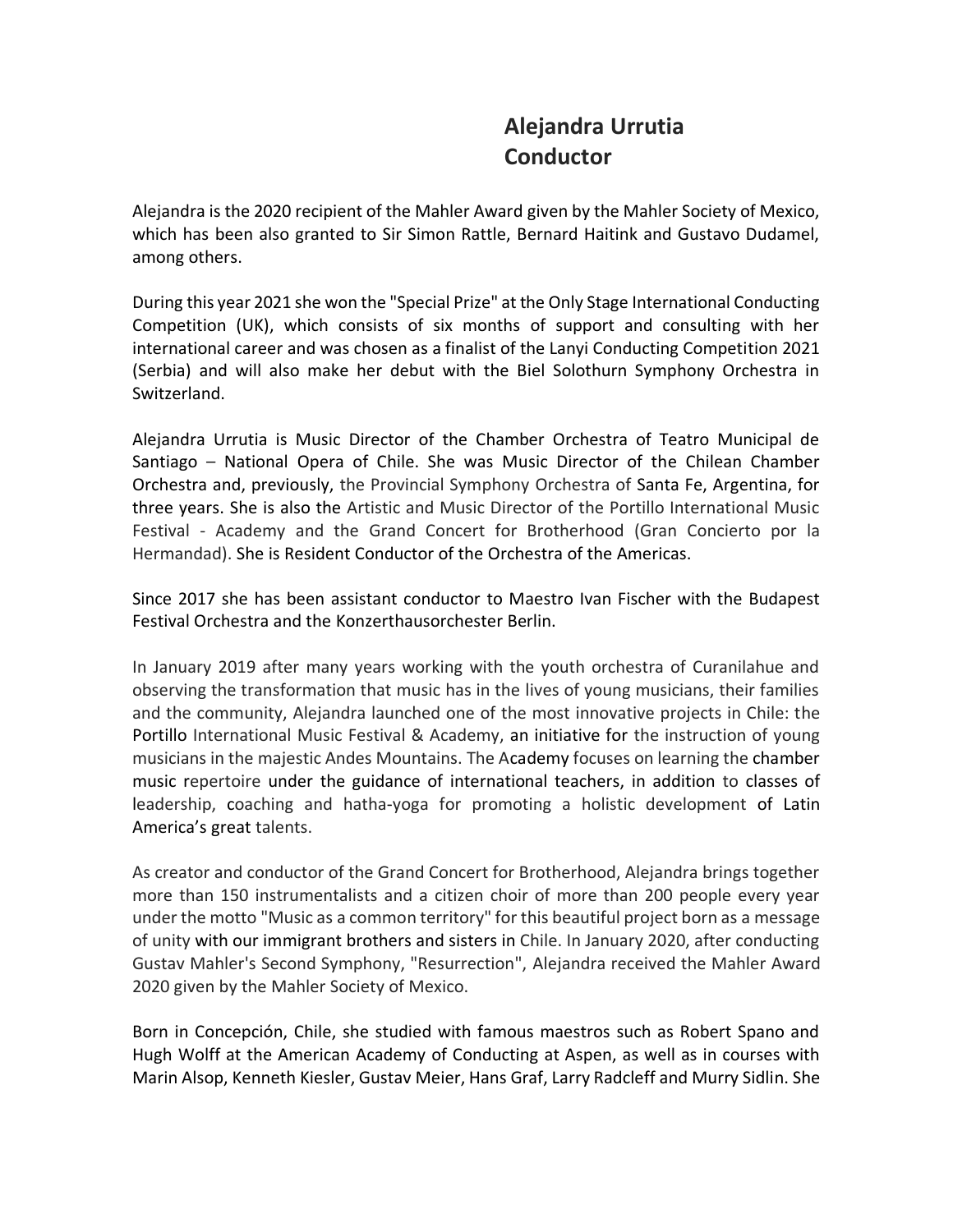# Alejandra Urrutia
## Conductor

Alejandra is the 2020 recipient of the Mahler Award given by the Mahler Society of Mexico, which has been also granted to Sir Simon Rattle, Bernard Haitink and Gustavo Dudamel, among others.

During this year 2021 she won the "Special Prize" at the Only Stage International Conducting Competition (UK), which consists of six months of support and consulting with her international career and was chosen as a finalist of the Lanyi Conducting Competition 2021 (Serbia) and will also make her debut with the Biel Solothurn Symphony Orchestra in Switzerland.

Alejandra Urrutia is Music Director of the Chamber Orchestra of Teatro Municipal de Santiago – National Opera of Chile. She was Music Director of the Chilean Chamber Orchestra and, previously, the Provincial Symphony Orchestra of Santa Fe, Argentina, for three years. She is also the Artistic and Music Director of the Portillo International Music Festival - Academy and the Grand Concert for Brotherhood (Gran Concierto por la Hermandad). She is Resident Conductor of the Orchestra of the Americas.

Since 2017 she has been assistant conductor to Maestro Ivan Fischer with the Budapest Festival Orchestra and the Konzerthausorchester Berlin.

In January 2019 after many years working with the youth orchestra of Curanilahue and observing the transformation that music has in the lives of young musicians, their families and the community, Alejandra launched one of the most innovative projects in Chile: the Portillo International Music Festival & Academy, an initiative for the instruction of young musicians in the majestic Andes Mountains. The Academy focuses on learning the chamber music repertoire under the guidance of international teachers, in addition to classes of leadership, coaching and hatha-yoga for promoting a holistic development of Latin America's great talents.

As creator and conductor of the Grand Concert for Brotherhood, Alejandra brings together more than 150 instrumentalists and a citizen choir of more than 200 people every year under the motto "Music as a common territory" for this beautiful project born as a message of unity with our immigrant brothers and sisters in Chile. In January 2020, after conducting Gustav Mahler's Second Symphony, "Resurrection", Alejandra received the Mahler Award 2020 given by the Mahler Society of Mexico.

Born in Concepción, Chile, she studied with famous maestros such as Robert Spano and Hugh Wolff at the American Academy of Conducting at Aspen, as well as in courses with Marin Alsop, Kenneth Kiesler, Gustav Meier, Hans Graf, Larry Radcleff and Murry Sidlin. She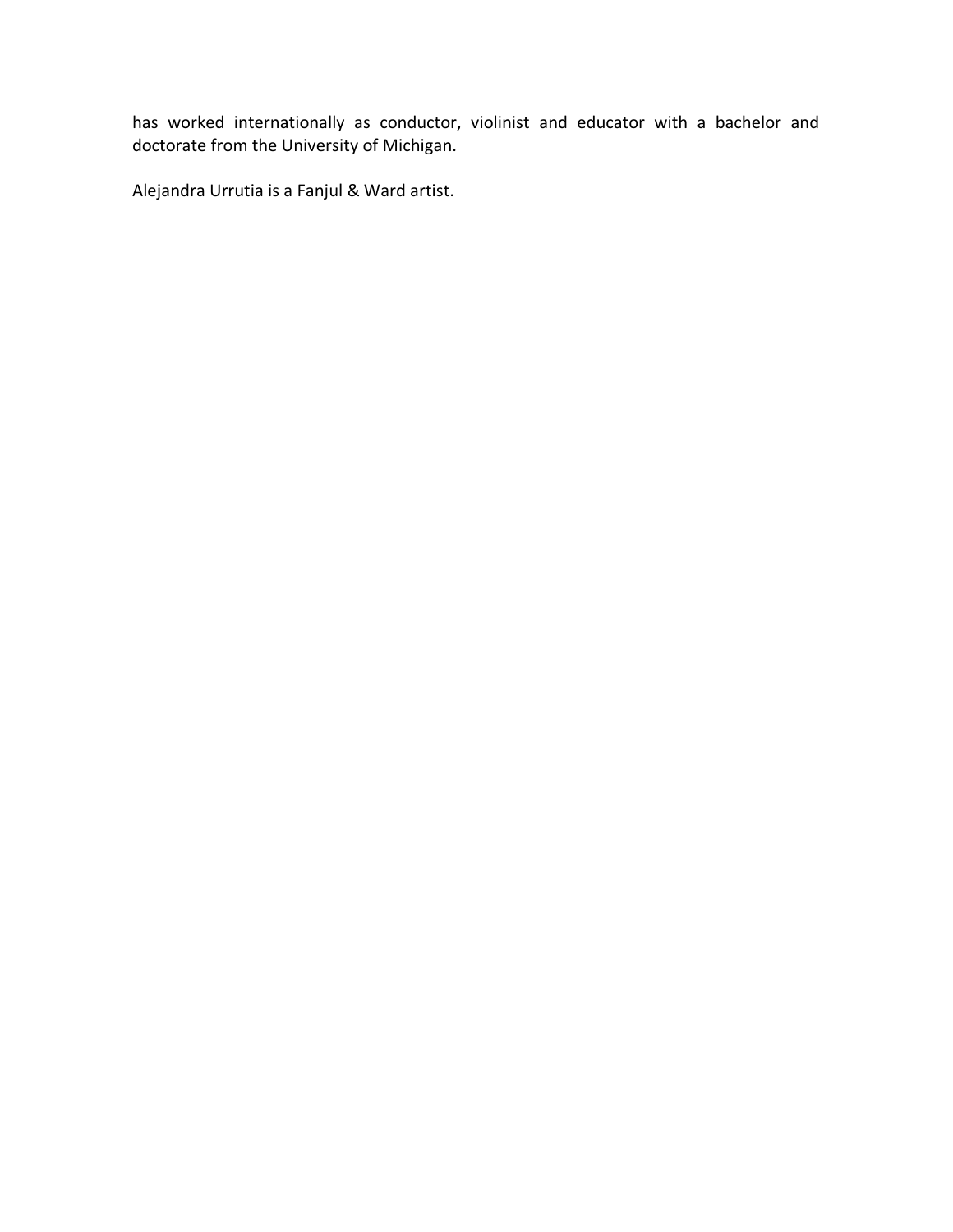has worked internationally as conductor, violinist and educator with a bachelor and doctorate from the University of Michigan.

Alejandra Urrutia is a Fanjul & Ward artist.